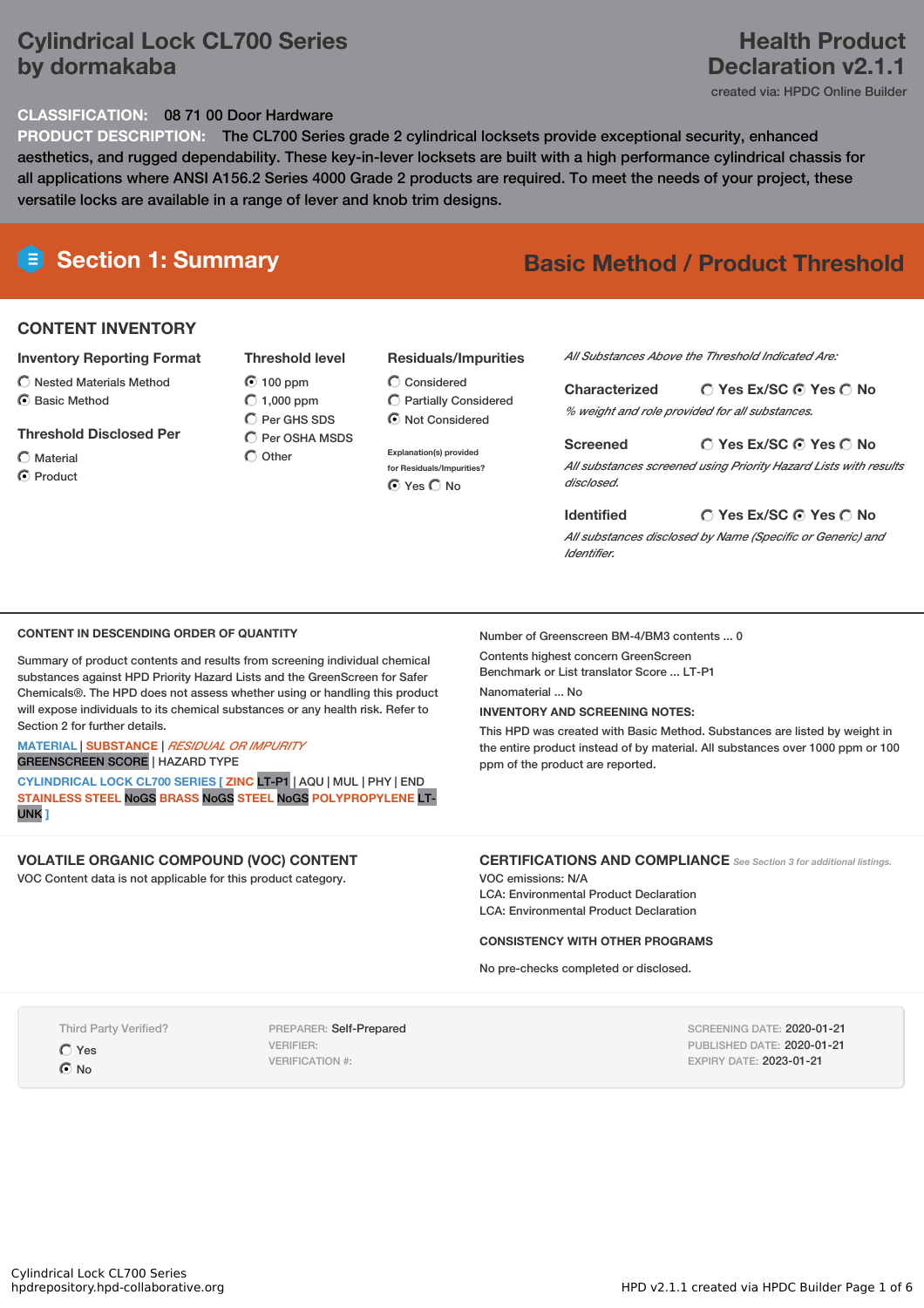# Cylindrical Lock CL700 Series by dormakaba

# Health Product Declaration v2.1.1

created via: HPDC Online Builder

**CLASSIFICATION:** 08 71 00 Door Hardware

**PRODUCT DESCRIPTION:** The CL700 Series grade 2 cylindrical locksets provide exceptional security, enhanced aesthetics, and rugged dependability. These key-in-lever locksets are built with a high performance cylindrical chassis for all applications where ANSI A156.2 Series 4000 Grade 2 products are required. To meet the needs of your project, these versatile locks are available in a range of lever and knob trim designs.

## Section 1: Summary

## Basic Method / Product Threshold

### CONTENT INVENTORY

**Inventory Reporting Format**

- ◯ Nested Materials Method
- ◉ Basic Method

**Threshold Disclosed Per**

- ◯ Material
- ◉ Product

**Threshold level**

- ◉ 100 ppm
- ◯ 1,000 ppm
- ◯ Per GHS SDS
- ◯ Per OSHA MSDS
- ◯ Other

**Residuals/Impurities**

- ◯ Considered
- ◯ Partially Considered
- ◉ Not Considered

Explanation(s) provided for Residuals/Impurities?

◉ Yes ◯ No

*All Substances Above the Threshold Indicated Are:*

**Characterized** ◯ Yes Ex/SC ◉ Yes ◯ No

*% weight and role provided for all substances.*

**Screened** ◯ Yes Ex/SC ◉ Yes ◯ No

*All substances screened using Priority Hazard Lists with results disclosed.*

**Identified** ◯ Yes Ex/SC ◉ Yes ◯ No

*All substances disclosed by Name (Specific or Generic) and Identifier.*

### CONTENT IN DESCENDING ORDER OF QUANTITY

Summary of product contents and results from screening individual chemical substances against HPD Priority Hazard Lists and the GreenScreen for Safer Chemicals®. The HPD does not assess whether using or handling this product will expose individuals to its chemical substances or any health risk. Refer to Section 2 for further details.

MATERIAL | SUBSTANCE | *RESIDUAL OR IMPURITY*
GREENSCREEN SCORE | HAZARD TYPE

CYLINDRICAL LOCK CL700 SERIES [ ZINC LT-P1 | AQU | MUL | PHY | END STAINLESS STEEL NoGS BRASS NoGS STEEL NoGS POLYPROPYLENE LT-UNK ]

Number of Greenscreen BM-4/BM3 contents ... 0

Contents highest concern GreenScreen Benchmark or List translator Score ... LT-P1

Nanomaterial ... No

**INVENTORY AND SCREENING NOTES:**

This HPD was created with Basic Method. Substances are listed by weight in the entire product instead of by material. All substances over 1000 ppm or 100 ppm of the product are reported.

### VOLATILE ORGANIC COMPOUND (VOC) CONTENT

VOC Content data is not applicable for this product category.

### CERTIFICATIONS AND COMPLIANCE

*See Section 3 for additional listings.*

VOC emissions: N/A

LCA: Environmental Product Declaration

LCA: Environmental Product Declaration

**CONSISTENCY WITH OTHER PROGRAMS**

No pre-checks completed or disclosed.

Third Party Verified?

- ◯ Yes
- ◉ No

PREPARER: Self-Prepared

VERIFIER:

VERIFICATION #:

SCREENING DATE: 2020-01-21

PUBLISHED DATE: 2020-01-21

EXPIRY DATE: 2023-01-21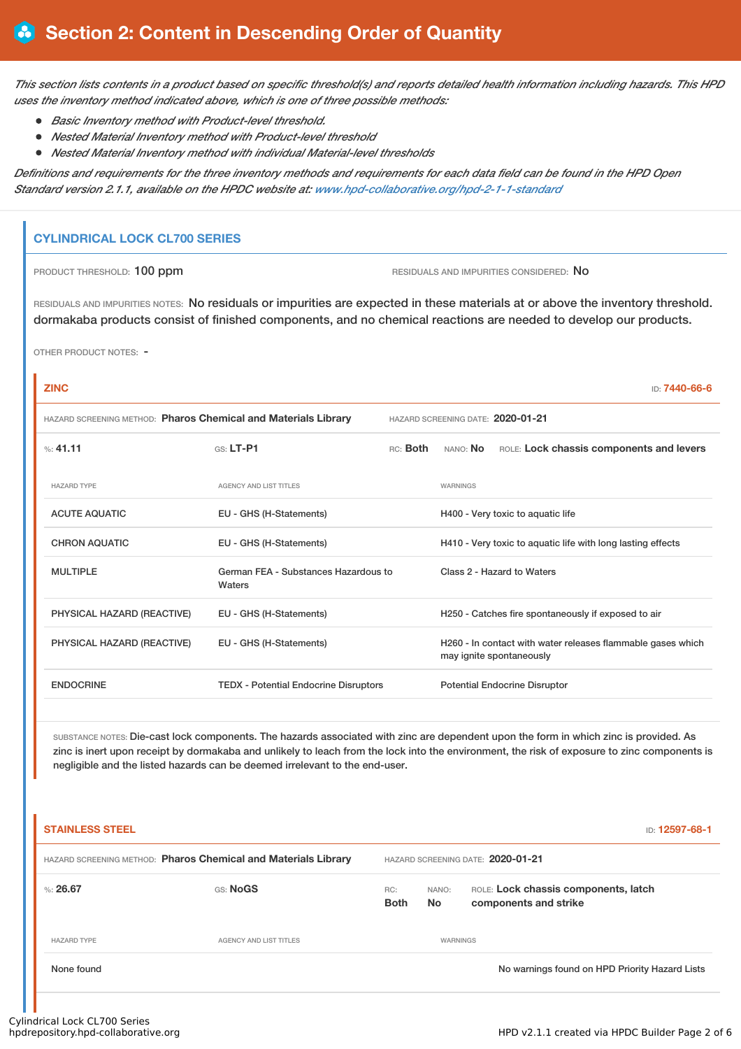## Section 2: Content in Descending Order of Quantity

*This section lists contents in a product based on specific threshold(s) and reports detailed health information including hazards. This HPD uses the inventory method indicated above, which is one of three possible methods:*

- *Basic Inventory method with Product-level threshold.*
- *Nested Material Inventory method with Product-level threshold*
- *Nested Material Inventory method with individual Material-level thresholds*

*Definitions and requirements for the three inventory methods and requirements for each data field can be found in the HPD Open Standard version 2.1.1, available on the HPDC website at: www.hpd-collaborative.org/hpd-2-1-1-standard*

### CYLINDRICAL LOCK CL700 SERIES

PRODUCT THRESHOLD: 100 ppm

RESIDUALS AND IMPURITIES CONSIDERED: No

RESIDUALS AND IMPURITIES NOTES: No residuals or impurities are expected in these materials at or above the inventory threshold. dormakaba products consist of finished components, and no chemical reactions are needed to develop our products.

OTHER PRODUCT NOTES: -

#### ZINC

ID: 7440-66-6

HAZARD SCREENING METHOD: Pharos Chemical and Materials Library

HAZARD SCREENING DATE: 2020-01-21

%: 41.11 | GS: LT-P1 | RC: Both | NANO: No | ROLE: Lock chassis components and levers

| HAZARD TYPE | AGENCY AND LIST TITLES | WARNINGS |
|---|---|---|
| ACUTE AQUATIC | EU - GHS (H-Statements) | H400 - Very toxic to aquatic life |
| CHRON AQUATIC | EU - GHS (H-Statements) | H410 - Very toxic to aquatic life with long lasting effects |
| MULTIPLE | German FEA - Substances Hazardous to Waters | Class 2 - Hazard to Waters |
| PHYSICAL HAZARD (REACTIVE) | EU - GHS (H-Statements) | H250 - Catches fire spontaneously if exposed to air |
| PHYSICAL HAZARD (REACTIVE) | EU - GHS (H-Statements) | H260 - In contact with water releases flammable gases which may ignite spontaneously |
| ENDOCRINE | TEDX - Potential Endocrine Disruptors | Potential Endocrine Disruptor |

SUBSTANCE NOTES: Die-cast lock components. The hazards associated with zinc are dependent upon the form in which zinc is provided. As zinc is inert upon receipt by dormakaba and unlikely to leach from the lock into the environment, the risk of exposure to zinc components is negligible and the listed hazards can be deemed irrelevant to the end-user.

#### STAINLESS STEEL

ID: 12597-68-1

HAZARD SCREENING METHOD: Pharos Chemical and Materials Library

HAZARD SCREENING DATE: 2020-01-21

%: 26.67 | GS: NoGS | RC: Both | NANO: No | ROLE: Lock chassis components, latch components and strike

| HAZARD TYPE | AGENCY AND LIST TITLES | WARNINGS |
|---|---|---|
| None found | | No warnings found on HPD Priority Hazard Lists |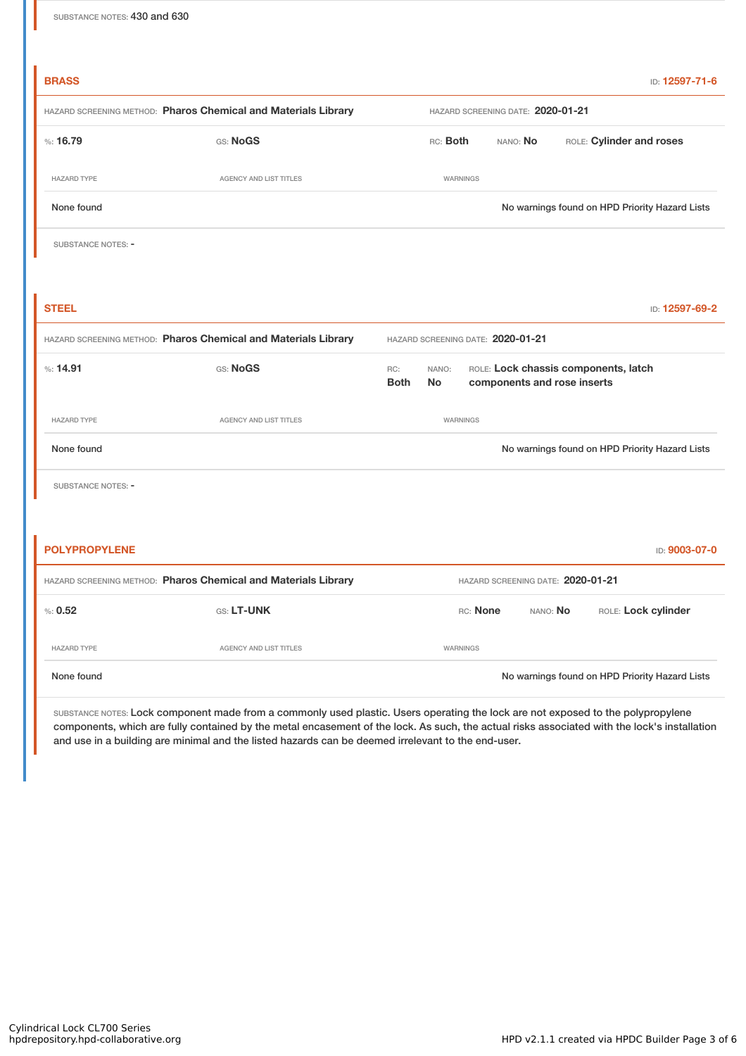SUBSTANCE NOTES: 430 and 630

## BRASS

ID: 12597-71-6

HAZARD SCREENING METHOD: **Pharos Chemical and Materials Library** HAZARD SCREENING DATE: **2020-01-21**

%: **16.79** GS: **NoGS** RC: **Both** NANO: **No** ROLE: **Cylinder and roses**

| HAZARD TYPE | AGENCY AND LIST TITLES | WARNINGS |
|---|---|---|
| None found | | No warnings found on HPD Priority Hazard Lists |

SUBSTANCE NOTES: -

## STEEL

ID: 12597-69-2

HAZARD SCREENING METHOD: **Pharos Chemical and Materials Library** HAZARD SCREENING DATE: **2020-01-21**

%: **14.91** GS: **NoGS** RC: **Both** NANO: **No** ROLE: **Lock chassis components, latch components and rose inserts**

| HAZARD TYPE | AGENCY AND LIST TITLES | WARNINGS |
|---|---|---|
| None found | | No warnings found on HPD Priority Hazard Lists |

SUBSTANCE NOTES: -

## POLYPROPYLENE

ID: 9003-07-0

HAZARD SCREENING METHOD: **Pharos Chemical and Materials Library** HAZARD SCREENING DATE: **2020-01-21**

%: **0.52** GS: **LT-UNK** RC: **None** NANO: **No** ROLE: **Lock cylinder**

| HAZARD TYPE | AGENCY AND LIST TITLES | WARNINGS |
|---|---|---|
| None found | | No warnings found on HPD Priority Hazard Lists |

SUBSTANCE NOTES: Lock component made from a commonly used plastic. Users operating the lock are not exposed to the polypropylene components, which are fully contained by the metal encasement of the lock. As such, the actual risks associated with the lock's installation and use in a building are minimal and the listed hazards can be deemed irrelevant to the end-user.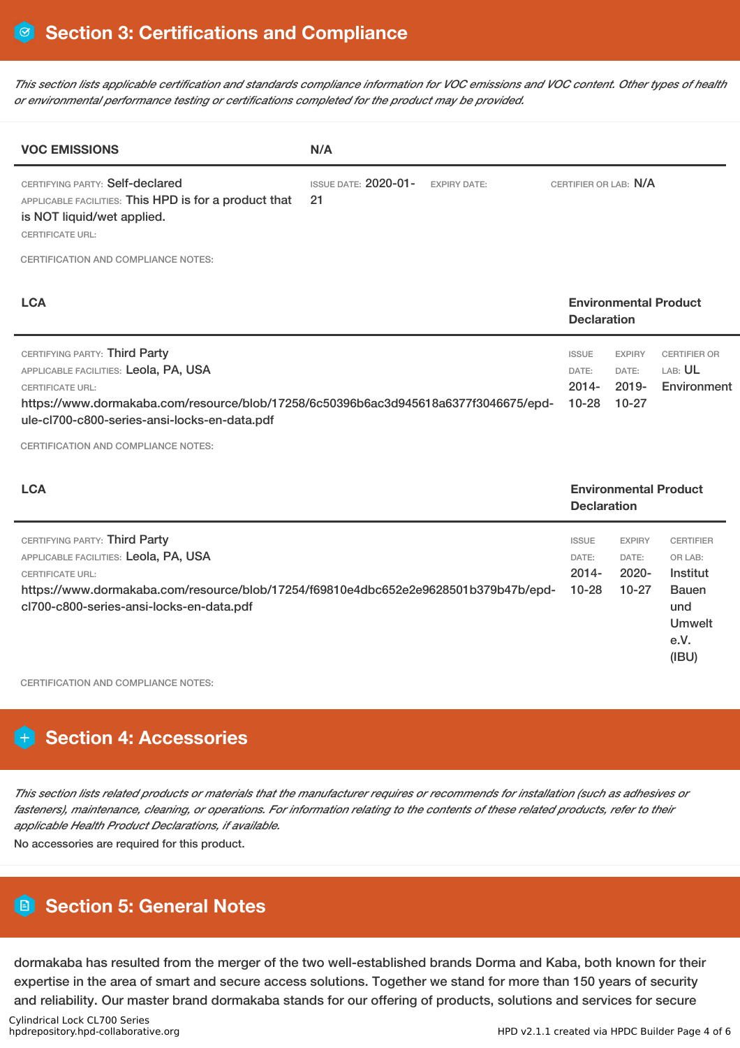# Section 3: Certifications and Compliance

*This section lists applicable certification and standards compliance information for VOC emissions and VOC content. Other types of health or environmental performance testing or certifications completed for the product may be provided.*

**VOC EMISSIONS** | **N/A**

CERTIFYING PARTY: Self-declared
APPLICABLE FACILITIES: This HPD is for a product that is NOT liquid/wet applied.
CERTIFICATE URL:

ISSUE DATE: 2020-01-21
EXPIRY DATE:
CERTIFIER OR LAB: N/A

CERTIFICATION AND COMPLIANCE NOTES:

**LCA** | **Environmental Product Declaration**

CERTIFYING PARTY: Third Party
APPLICABLE FACILITIES: Leola, PA, USA
CERTIFICATE URL:
https://www.dormakaba.com/resource/blob/17258/6c50396b6ac3d945618a6377f3046675/epd-ule-cl700-c800-series-ansi-locks-en-data.pdf

ISSUE DATE: 2014-10-28
EXPIRY DATE: 2019-10-27
CERTIFIER OR LAB: UL Environment

CERTIFICATION AND COMPLIANCE NOTES:

**LCA** | **Environmental Product Declaration**

CERTIFYING PARTY: Third Party
APPLICABLE FACILITIES: Leola, PA, USA
CERTIFICATE URL:
https://www.dormakaba.com/resource/blob/17254/f69810e4dbc652e2e9628501b379b47b/epd-cl700-c800-series-ansi-locks-en-data.pdf

ISSUE DATE: 2014-10-28
EXPIRY DATE: 2020-10-27
CERTIFIER OR LAB: Institut Bauen und Umwelt e.V. (IBU)

CERTIFICATION AND COMPLIANCE NOTES:

# Section 4: Accessories

*This section lists related products or materials that the manufacturer requires or recommends for installation (such as adhesives or fasteners), maintenance, cleaning, or operations. For information relating to the contents of these related products, refer to their applicable Health Product Declarations, if available.*

No accessories are required for this product.

# Section 5: General Notes

dormakaba has resulted from the merger of the two well-established brands Dorma and Kaba, both known for their expertise in the area of smart and secure access solutions. Together we stand for more than 150 years of security and reliability. Our master brand dormakaba stands for our offering of products, solutions and services for secure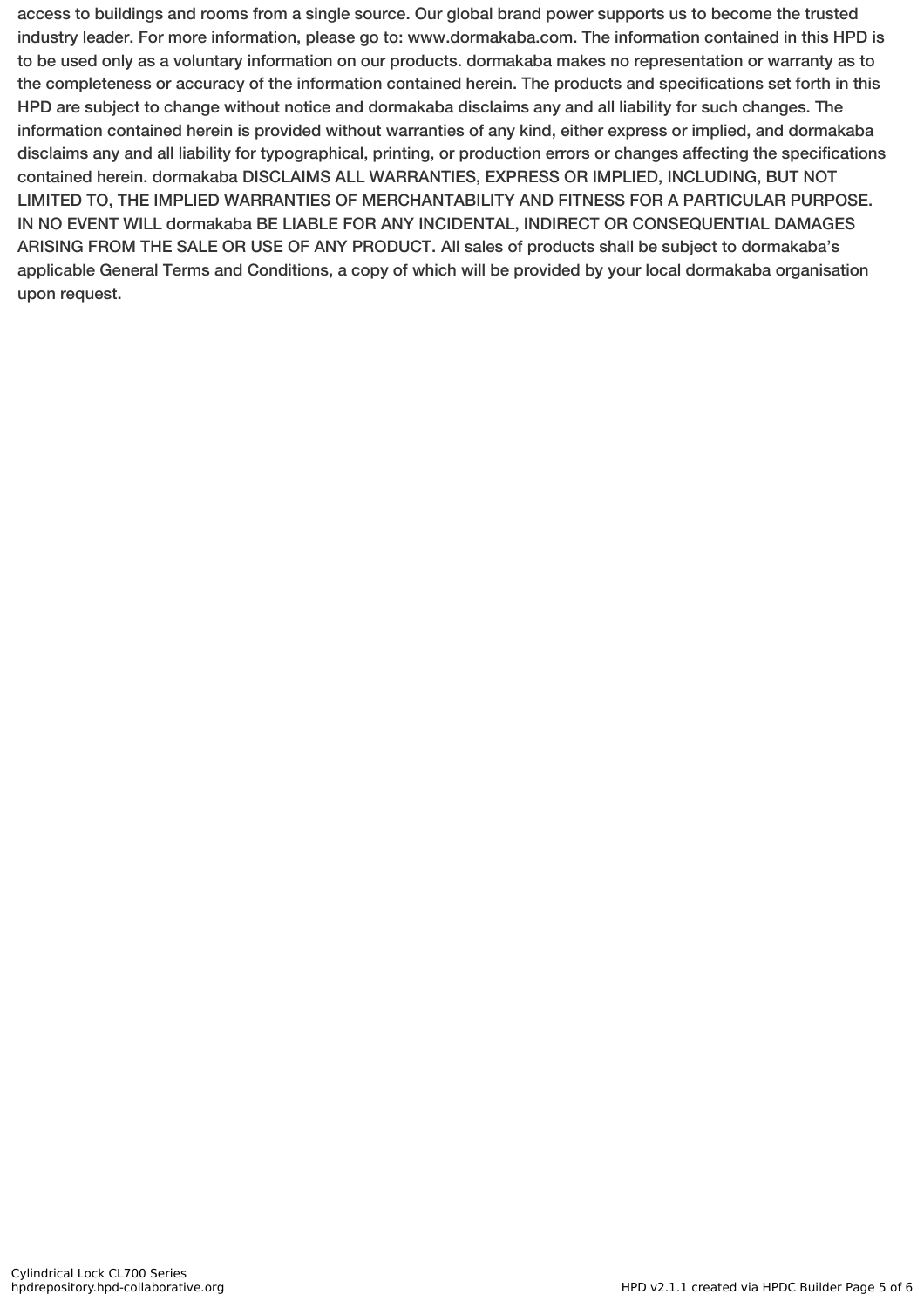access to buildings and rooms from a single source. Our global brand power supports us to become the trusted industry leader. For more information, please go to: www.dormakaba.com. The information contained in this HPD is to be used only as a voluntary information on our products. dormakaba makes no representation or warranty as to the completeness or accuracy of the information contained herein. The products and specifications set forth in this HPD are subject to change without notice and dormakaba disclaims any and all liability for such changes. The information contained herein is provided without warranties of any kind, either express or implied, and dormakaba disclaims any and all liability for typographical, printing, or production errors or changes affecting the specifications contained herein. dormakaba DISCLAIMS ALL WARRANTIES, EXPRESS OR IMPLIED, INCLUDING, BUT NOT LIMITED TO, THE IMPLIED WARRANTIES OF MERCHANTABILITY AND FITNESS FOR A PARTICULAR PURPOSE. IN NO EVENT WILL dormakaba BE LIABLE FOR ANY INCIDENTAL, INDIRECT OR CONSEQUENTIAL DAMAGES ARISING FROM THE SALE OR USE OF ANY PRODUCT. All sales of products shall be subject to dormakaba's applicable General Terms and Conditions, a copy of which will be provided by your local dormakaba organisation upon request.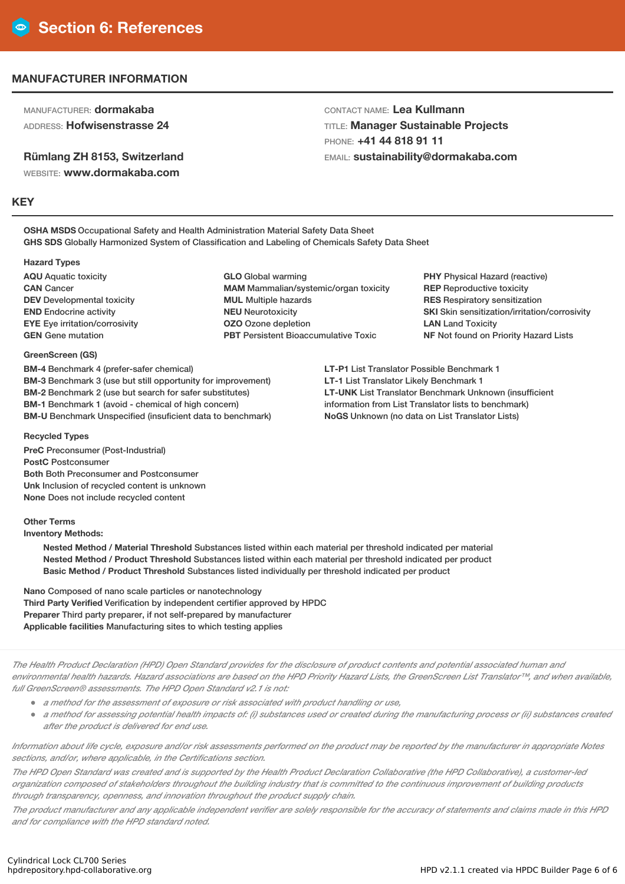# Section 6: References

## MANUFACTURER INFORMATION

MANUFACTURER: **dormakaba**
ADDRESS: **Hofwisenstrasse 24**

**Rümlang ZH 8153, Switzerland**
WEBSITE: **www.dormakaba.com**

CONTACT NAME: **Lea Kullmann**
TITLE: **Manager Sustainable Projects**
PHONE: **+41 44 818 91 11**
EMAIL: **sustainability@dormakaba.com**

## KEY

**OSHA MSDS** Occupational Safety and Health Administration Material Safety Data Sheet
**GHS SDS** Globally Harmonized System of Classification and Labeling of Chemicals Safety Data Sheet

**Hazard Types**

**AQU** Aquatic toxicity
**CAN** Cancer
**DEV** Developmental toxicity
**END** Endocrine activity
**EYE** Eye irritation/corrosivity
**GEN** Gene mutation
**GLO** Global warming
**MAM** Mammalian/systemic/organ toxicity
**MUL** Multiple hazards
**NEU** Neurotoxicity
**OZO** Ozone depletion
**PBT** Persistent Bioaccumulative Toxic
**PHY** Physical Hazard (reactive)
**REP** Reproductive toxicity
**RES** Respiratory sensitization
**SKI** Skin sensitization/irritation/corrosivity
**LAN** Land Toxicity
**NF** Not found on Priority Hazard Lists

**GreenScreen (GS)**

**BM-4** Benchmark 4 (prefer-safer chemical)
**BM-3** Benchmark 3 (use but still opportunity for improvement)
**BM-2** Benchmark 2 (use but search for safer substitutes)
**BM-1** Benchmark 1 (avoid - chemical of high concern)
**BM-U** Benchmark Unspecified (insuficient data to benchmark)
**LT-P1** List Translator Possible Benchmark 1
**LT-1** List Translator Likely Benchmark 1
**LT-UNK** List Translator Benchmark Unknown (insufficient information from List Translator lists to benchmark)
**NoGS** Unknown (no data on List Translator Lists)

**Recycled Types**

**PreC** Preconsumer (Post-Industrial)
**PostC** Postconsumer
**Both** Both Preconsumer and Postconsumer
**Unk** Inclusion of recycled content is unknown
**None** Does not include recycled content

**Other Terms**
**Inventory Methods:**

- **Nested Method / Material Threshold** Substances listed within each material per threshold indicated per material
- **Nested Method / Product Threshold** Substances listed within each material per threshold indicated per product
- **Basic Method / Product Threshold** Substances listed individually per threshold indicated per product

**Nano** Composed of nano scale particles or nanotechnology
**Third Party Verified** Verification by independent certifier approved by HPDC
**Preparer** Third party preparer, if not self-prepared by manufacturer
**Applicable facilities** Manufacturing sites to which testing applies

*The Health Product Declaration (HPD) Open Standard provides for the disclosure of product contents and potential associated human and environmental health hazards. Hazard associations are based on the HPD Priority Hazard Lists, the GreenScreen List Translator™, and when available, full GreenScreen® assessments. The HPD Open Standard v2.1 is not:*

- *a method for the assessment of exposure or risk associated with product handling or use,*
- *a method for assessing potential health impacts of: (i) substances used or created during the manufacturing process or (ii) substances created after the product is delivered for end use.*

*Information about life cycle, exposure and/or risk assessments performed on the product may be reported by the manufacturer in appropriate Notes sections, and/or, where applicable, in the Certifications section.*

*The HPD Open Standard was created and is supported by the Health Product Declaration Collaborative (the HPD Collaborative), a customer-led organization composed of stakeholders throughout the building industry that is committed to the continuous improvement of building products through transparency, openness, and innovation throughout the product supply chain.*

*The product manufacturer and any applicable independent verifier are solely responsible for the accuracy of statements and claims made in this HPD and for compliance with the HPD standard noted.*